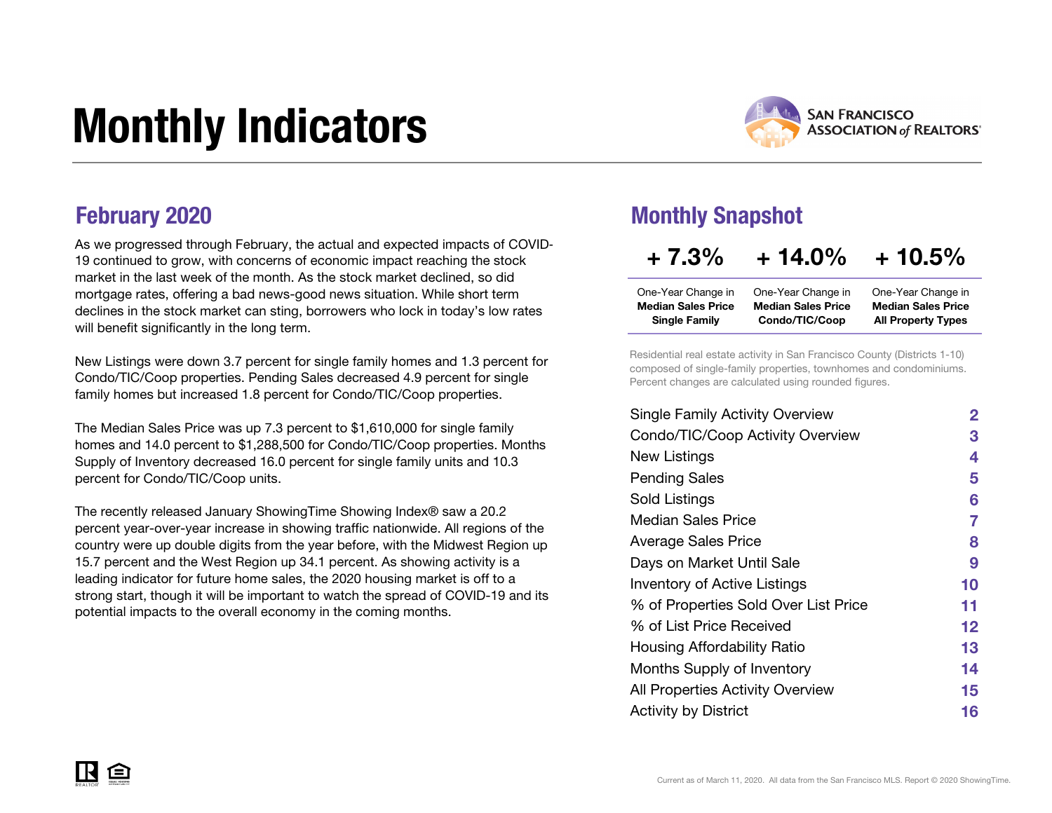# Monthly Indicators

SAN FRANCISCO ASSOCIATION of REALTORS®

## February 2020

As we progressed through February, the actual and expected impacts of COVID-19 continued to grow, with concerns of economic impact reaching the stock market in the last week of the month. As the stock market declined, so did mortgage rates, offering a bad news-good news situation. While short term declines in the stock market can sting, borrowers who lock in today's low rates will benefit significantly in the long term.

New Listings were down 3.7 percent for single family homes and 1.3 percent for Condo/TIC/Coop properties. Pending Sales decreased 4.9 percent for single family homes but increased 1.8 percent for Condo/TIC/Coop properties.

The Median Sales Price was up 7.3 percent to $1,610,000 for single family homes and 14.0 percent to $1,288,500 for Condo/TIC/Coop properties. Months Supply of Inventory decreased 16.0 percent for single family units and 10.3 percent for Condo/TIC/Coop units.

The recently released January ShowingTime Showing Index® saw a 20.2 percent year-over-year increase in showing traffic nationwide. All regions of the country were up double digits from the year before, with the Midwest Region up 15.7 percent and the West Region up 34.1 percent. As showing activity is a leading indicator for future home sales, the 2020 housing market is off to a strong start, though it will be important to watch the spread of COVID-19 and its potential impacts to the overall economy in the coming months.

## Monthly Snapshot

| + 7.3% | + 14.0% | + 10.5% |
|---|---|---|
| One-Year Change in **Median Sales Price Single Family** | One-Year Change in **Median Sales Price Condo/TIC/Coop** | One-Year Change in **Median Sales Price All Property Types** |

Residential real estate activity in San Francisco County (Districts 1-10) composed of single-family properties, townhomes and condominiums. Percent changes are calculated using rounded figures.

| | |
|---|---|
| Single Family Activity Overview | 2 |
| Condo/TIC/Coop Activity Overview | 3 |
| New Listings | 4 |
| Pending Sales | 5 |
| Sold Listings | 6 |
| Median Sales Price | 7 |
| Average Sales Price | 8 |
| Days on Market Until Sale | 9 |
| Inventory of Active Listings | 10 |
| % of Properties Sold Over List Price | 11 |
| % of List Price Received | 12 |
| Housing Affordability Ratio | 13 |
| Months Supply of Inventory | 14 |
| All Properties Activity Overview | 15 |
| Activity by District | 16 |

Current as of March 11, 2020. All data from the San Francisco MLS. Report © 2020 ShowingTime.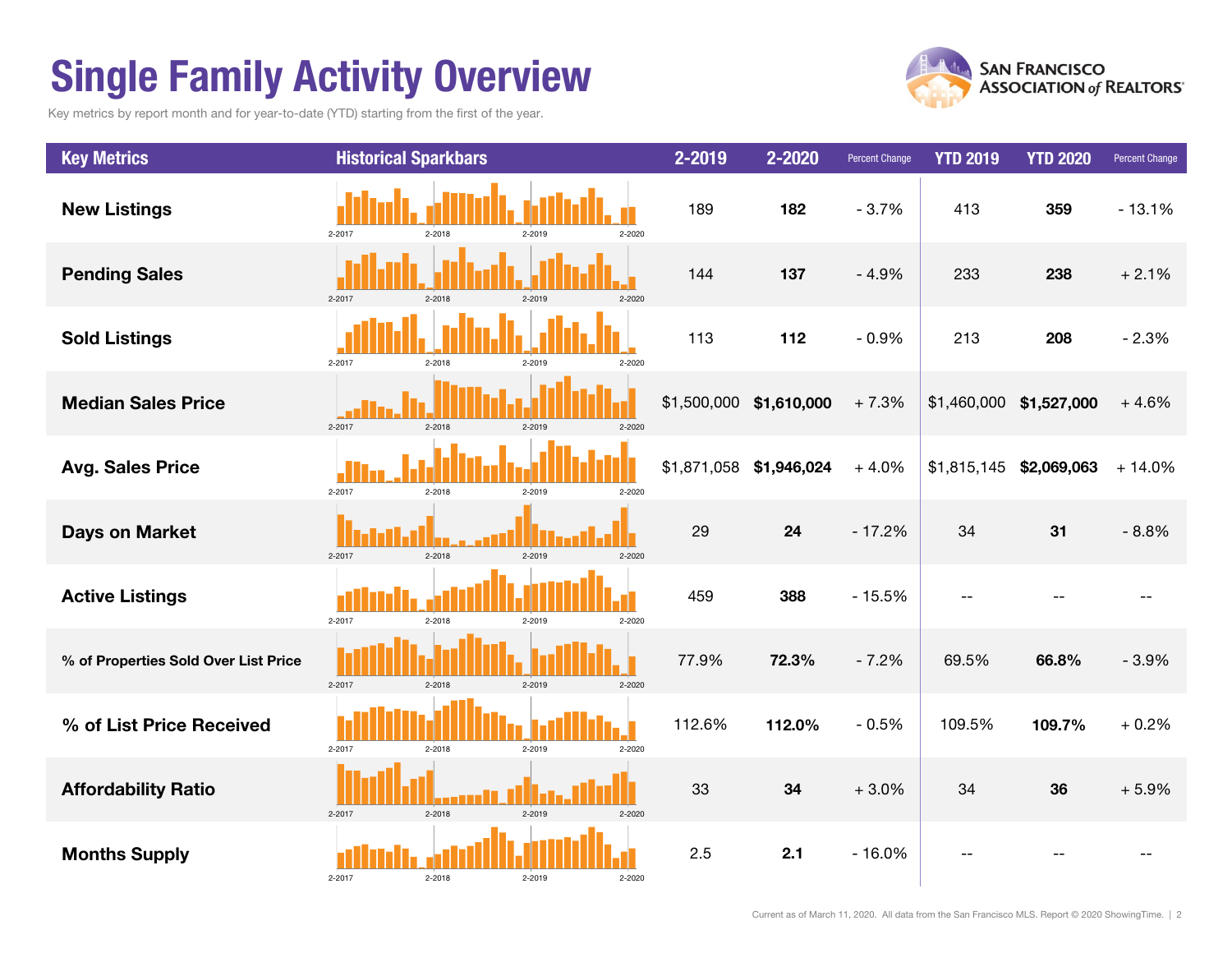# Single Family Activity Overview

Key metrics by report month and for year-to-date (YTD) starting from the first of the year.

SAN FRANCISCO ASSOCIATION of REALTORS®

| Key Metrics | Historical Sparkbars | 2-2019 | 2-2020 | Percent Change | YTD 2019 | YTD 2020 | Percent Change |
|---|---|---|---|---|---|---|---|
| **New Listings** | 2-2017 2-2018 2-2019 2-2020 | 189 | **182** | - 3.7% | 413 | **359** | - 13.1% |
| **Pending Sales** | 2-2017 2-2018 2-2019 2-2020 | 144 | **137** | - 4.9% | 233 | **238** | + 2.1% |
| **Sold Listings** | 2-2017 2-2018 2-2019 2-2020 | 113 | **112** | - 0.9% | 213 | **208** | - 2.3% |
| **Median Sales Price** | 2-2017 2-2018 2-2019 2-2020 | $1,500,000 | **$1,610,000** | + 7.3% | $1,460,000 | **$1,527,000** | + 4.6% |
| **Avg. Sales Price** | 2-2017 2-2018 2-2019 2-2020 | $1,871,058 | **$1,946,024** | + 4.0% | $1,815,145 | **$2,069,063** | + 14.0% |
| **Days on Market** | 2-2017 2-2018 2-2019 2-2020 | 29 | **24** | - 17.2% | 34 | **31** | - 8.8% |
| **Active Listings** | 2-2017 2-2018 2-2019 2-2020 | 459 | **388** | - 15.5% | -- | -- | -- |
| **% of Properties Sold Over List Price** | 2-2017 2-2018 2-2019 2-2020 | 77.9% | **72.3%** | - 7.2% | 69.5% | **66.8%** | - 3.9% |
| **% of List Price Received** | 2-2017 2-2018 2-2019 2-2020 | 112.6% | **112.0%** | - 0.5% | 109.5% | **109.7%** | + 0.2% |
| **Affordability Ratio** | 2-2017 2-2018 2-2019 2-2020 | 33 | **34** | + 3.0% | 34 | **36** | + 5.9% |
| **Months Supply** | 2-2017 2-2018 2-2019 2-2020 | 2.5 | **2.1** | - 16.0% | -- | -- | -- |

Current as of March 11, 2020. All data from the San Francisco MLS. Report © 2020 ShowingTime.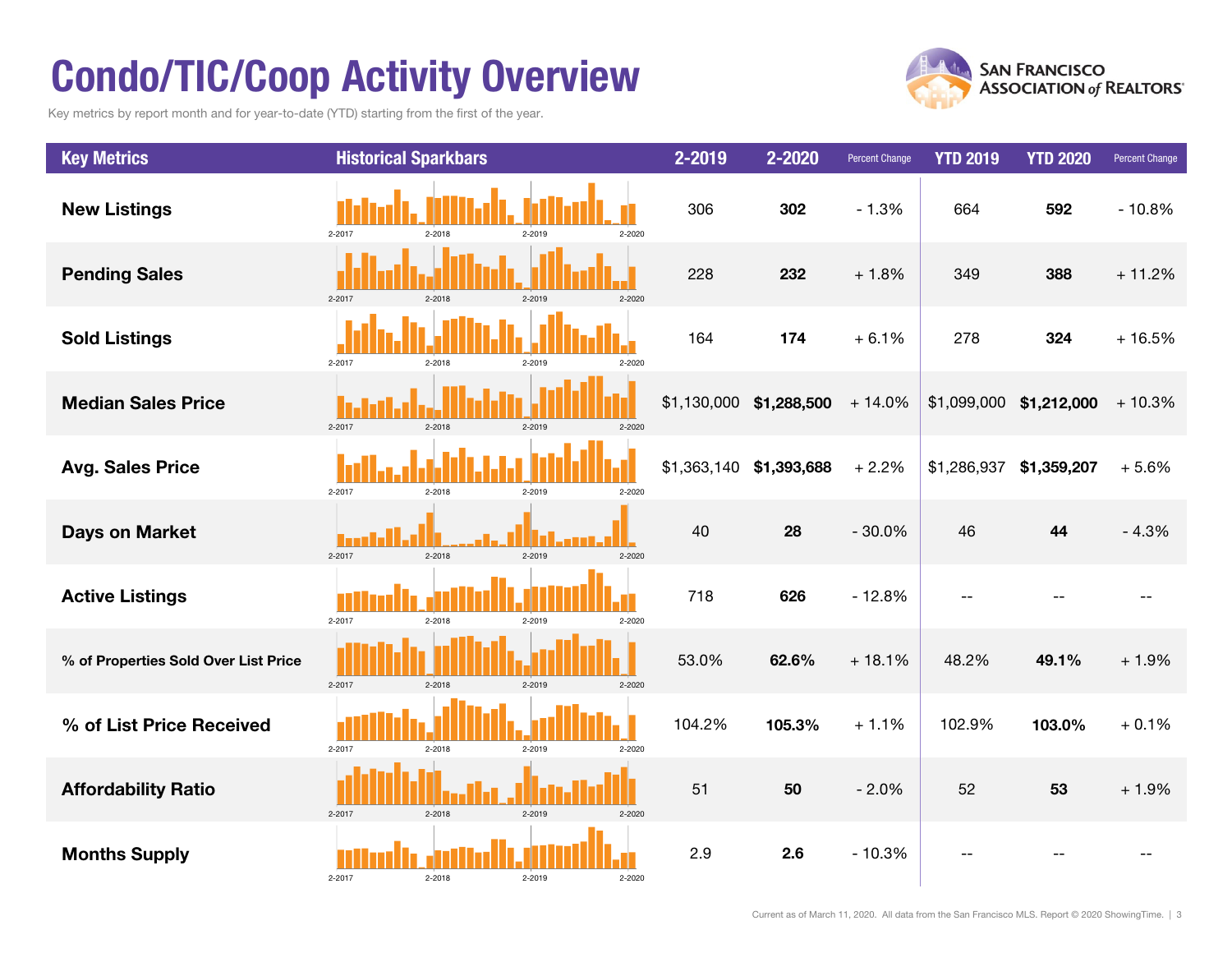# Condo/TIC/Coop Activity Overview

Key metrics by report month and for year-to-date (YTD) starting from the first of the year.

| Key Metrics | Historical Sparkbars | 2-2019 | 2-2020 | Percent Change | YTD 2019 | YTD 2020 | Percent Change |
|---|---|---|---|---|---|---|---|
| New Listings | 2-2017 2-2018 2-2019 2-2020 | 306 | **302** | - 1.3% | 664 | **592** | - 10.8% |
| Pending Sales | 2-2017 2-2018 2-2019 2-2020 | 228 | **232** | + 1.8% | 349 | **388** | + 11.2% |
| Sold Listings | 2-2017 2-2018 2-2019 2-2020 | 164 | **174** | + 6.1% | 278 | **324** | + 16.5% |
| Median Sales Price | 2-2017 2-2018 2-2019 2-2020 | $1,130,000 | **$1,288,500** | + 14.0% | $1,099,000 | **$1,212,000** | + 10.3% |
| Avg. Sales Price | 2-2017 2-2018 2-2019 2-2020 | $1,363,140 | **$1,393,688** | + 2.2% | $1,286,937 | **$1,359,207** | + 5.6% |
| Days on Market | 2-2017 2-2018 2-2019 2-2020 | 40 | **28** | - 30.0% | 46 | **44** | - 4.3% |
| Active Listings | 2-2017 2-2018 2-2019 2-2020 | 718 | **626** | - 12.8% | -- | -- | -- |
| % of Properties Sold Over List Price | 2-2017 2-2018 2-2019 2-2020 | 53.0% | **62.6%** | + 18.1% | 48.2% | **49.1%** | + 1.9% |
| % of List Price Received | 2-2017 2-2018 2-2019 2-2020 | 104.2% | **105.3%** | + 1.1% | 102.9% | **103.0%** | + 0.1% |
| Affordability Ratio | 2-2017 2-2018 2-2019 2-2020 | 51 | **50** | - 2.0% | 52 | **53** | + 1.9% |
| Months Supply | 2-2017 2-2018 2-2019 2-2020 | 2.9 | **2.6** | - 10.3% | -- | -- | -- |

Current as of March 11, 2020. All data from the San Francisco MLS. Report © 2020 ShowingTime.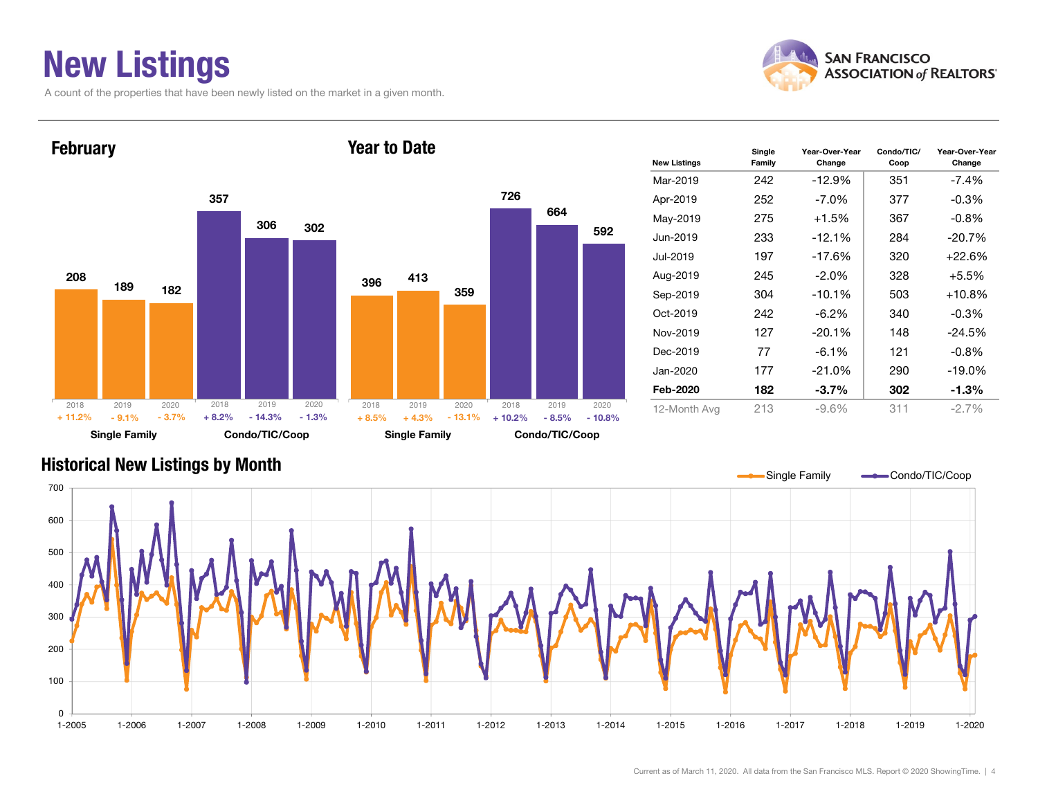# New Listings

A count of the properties that have been newly listed on the market in a given month.

## February

| | Single Family | | | Condo/TIC/Coop | | |
|---|---|---|---|---|---|---|
| Year | 2018 | 2019 | 2020 | 2018 | 2019 | 2020 |
| New Listings | 208 | 189 | 182 | 357 | 306 | 302 |
| Change | + 11.2% | - 9.1% | - 3.7% | + 8.2% | - 14.3% | - 1.3% |

## Year to Date

| | Single Family | | | Condo/TIC/Coop | | |
|---|---|---|---|---|---|---|
| Year | 2018 | 2019 | 2020 | 2018 | 2019 | 2020 |
| New Listings | 396 | 413 | 359 | 726 | 664 | 592 |
| Change | + 8.5% | + 4.3% | - 13.1% | + 10.2% | - 8.5% | - 10.8% |

| New Listings | Single Family | Year-Over-Year Change | Condo/TIC/ Coop | Year-Over-Year Change |
|---|---|---|---|---|
| Mar-2019 | 242 | -12.9% | 351 | -7.4% |
| Apr-2019 | 252 | -7.0% | 377 | -0.3% |
| May-2019 | 275 | +1.5% | 367 | -0.8% |
| Jun-2019 | 233 | -12.1% | 284 | -20.7% |
| Jul-2019 | 197 | -17.6% | 320 | +22.6% |
| Aug-2019 | 245 | -2.0% | 328 | +5.5% |
| Sep-2019 | 304 | -10.1% | 503 | +10.8% |
| Oct-2019 | 242 | -6.2% | 340 | -0.3% |
| Nov-2019 | 127 | -20.1% | 148 | -24.5% |
| Dec-2019 | 77 | -6.1% | 121 | -0.8% |
| Jan-2020 | 177 | -21.0% | 290 | -19.0% |
| **Feb-2020** | **182** | **-3.7%** | **302** | **-1.3%** |
| 12-Month Avg | 213 | -9.6% | 311 | -2.7% |

## Historical New Listings by Month

Single Family — Condo/TIC/Coop

Current as of March 11, 2020. All data from the San Francisco MLS. Report © 2020 ShowingTime.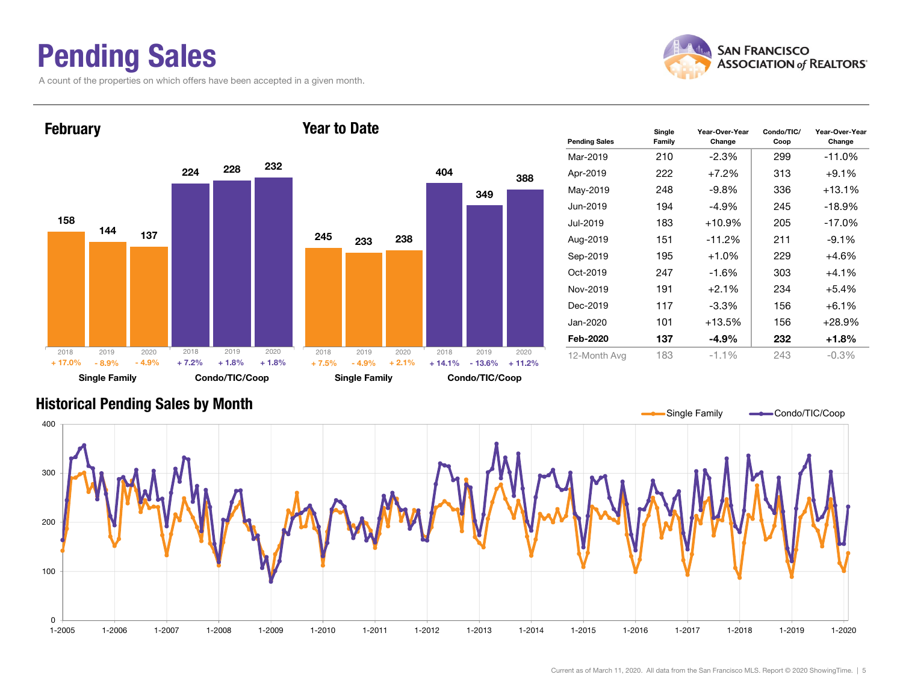# Pending Sales

A count of the properties on which offers have been accepted in a given month.

SAN FRANCISCO ASSOCIATION of REALTORS®

## February

| | 2018 | 2019 | 2020 |
|---|---|---|---|
| Single Family | 158 | 144 | 137 |
| | + 17.0% | - 8.9% | - 4.9% |
| Condo/TIC/Coop | 224 | 228 | 232 |
| | + 7.2% | + 1.8% | + 1.8% |

## Year to Date

| | 2018 | 2019 | 2020 |
|---|---|---|---|
| Single Family | 245 | 233 | 238 |
| | + 7.5% | - 4.9% | + 2.1% |
| Condo/TIC/Coop | 404 | 349 | 388 |
| | + 14.1% | - 13.6% | + 11.2% |

| Pending Sales | Single Family | Year-Over-Year Change | Condo/TIC/ Coop | Year-Over-Year Change |
|---|---|---|---|---|
| Mar-2019 | 210 | -2.3% | 299 | -11.0% |
| Apr-2019 | 222 | +7.2% | 313 | +9.1% |
| May-2019 | 248 | -9.8% | 336 | +13.1% |
| Jun-2019 | 194 | -4.9% | 245 | -18.9% |
| Jul-2019 | 183 | +10.9% | 205 | -17.0% |
| Aug-2019 | 151 | -11.2% | 211 | -9.1% |
| Sep-2019 | 195 | +1.0% | 229 | +4.6% |
| Oct-2019 | 247 | -1.6% | 303 | +4.1% |
| Nov-2019 | 191 | +2.1% | 234 | +5.4% |
| Dec-2019 | 117 | -3.3% | 156 | +6.1% |
| Jan-2020 | 101 | +13.5% | 156 | +28.9% |
| **Feb-2020** | **137** | **-4.9%** | **232** | **+1.8%** |
| 12-Month Avg | 183 | -1.1% | 243 | -0.3% |

## Historical Pending Sales by Month

Single Family — Condo/TIC/Coop

Current as of March 11, 2020. All data from the San Francisco MLS. Report © 2020 ShowingTime.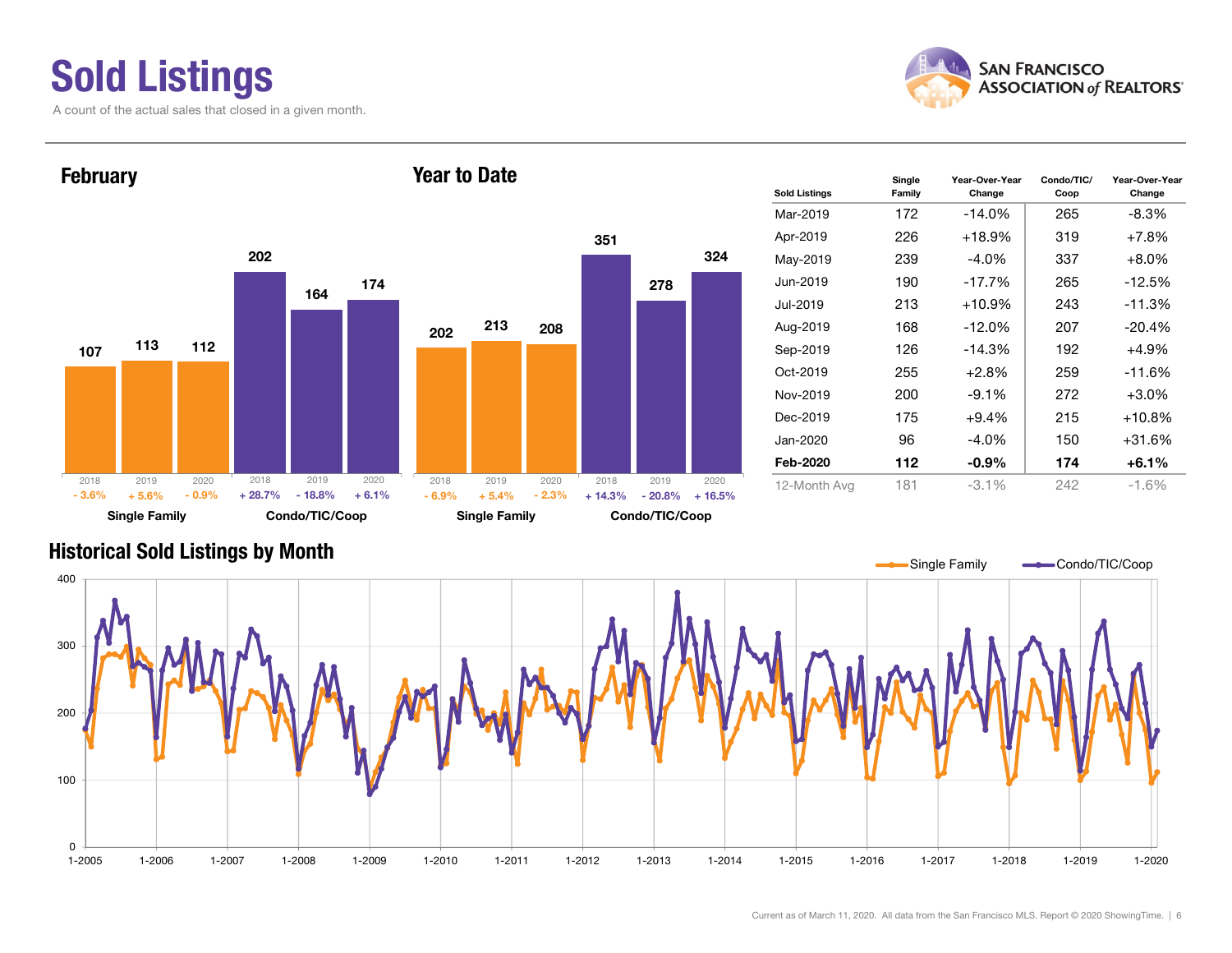# Sold Listings

A count of the actual sales that closed in a given month.

SAN FRANCISCO ASSOCIATION of REALTORS®

## February

| | 2018 | 2019 | 2020 |
|---|---|---|---|
| Single Family | 107 | 113 | 112 |
| Change | - 3.6% | + 5.6% | - 0.9% |
| Condo/TIC/Coop | 202 | 164 | 174 |
| Change | + 28.7% | - 18.8% | + 6.1% |

## Year to Date

| | 2018 | 2019 | 2020 |
|---|---|---|---|
| Single Family | 202 | 213 | 208 |
| Change | - 6.9% | + 5.4% | - 2.3% |
| Condo/TIC/Coop | 351 | 278 | 324 |
| Change | + 14.3% | - 20.8% | + 16.5% |

| Sold Listings | Single Family | Year-Over-Year Change | Condo/TIC/ Coop | Year-Over-Year Change |
|---|---|---|---|---|
| Mar-2019 | 172 | -14.0% | 265 | -8.3% |
| Apr-2019 | 226 | +18.9% | 319 | +7.8% |
| May-2019 | 239 | -4.0% | 337 | +8.0% |
| Jun-2019 | 190 | -17.7% | 265 | -12.5% |
| Jul-2019 | 213 | +10.9% | 243 | -11.3% |
| Aug-2019 | 168 | -12.0% | 207 | -20.4% |
| Sep-2019 | 126 | -14.3% | 192 | +4.9% |
| Oct-2019 | 255 | +2.8% | 259 | -11.6% |
| Nov-2019 | 200 | -9.1% | 272 | +3.0% |
| Dec-2019 | 175 | +9.4% | 215 | +10.8% |
| Jan-2020 | 96 | -4.0% | 150 | +31.6% |
| **Feb-2020** | **112** | **-0.9%** | **174** | **+6.1%** |
| 12-Month Avg | 181 | -3.1% | 242 | -1.6% |

## Historical Sold Listings by Month

Single Family — Condo/TIC/Coop

Current as of March 11, 2020. All data from the San Francisco MLS. Report © 2020 ShowingTime.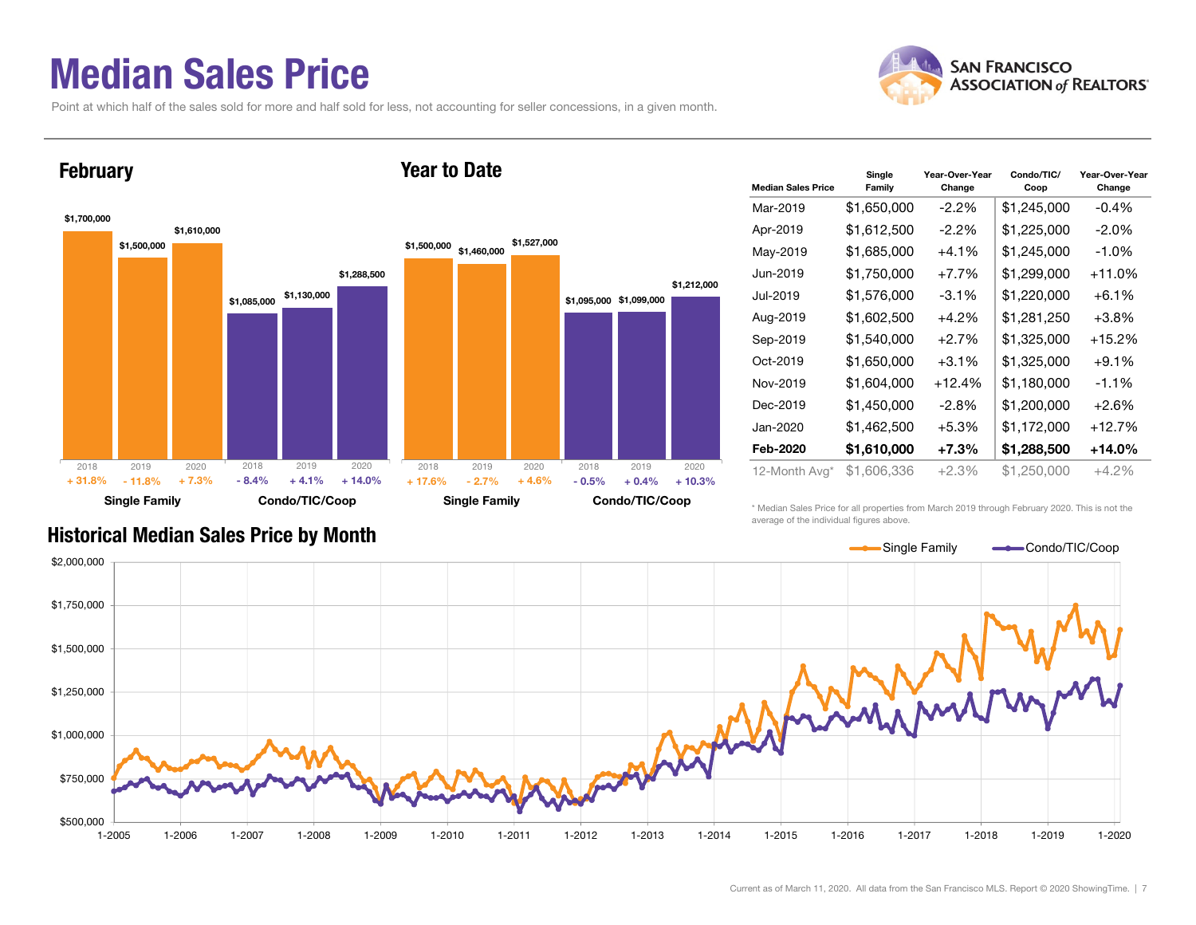# Median Sales Price

Point at which half of the sales sold for more and half sold for less, not accounting for seller concessions, in a given month.

## February

| | 2018 | 2019 | 2020 |
|---|---|---|---|
| Single Family | $1,700,000 | $1,500,000 | $1,610,000 |
| Change | + 31.8% | - 11.8% | + 7.3% |
| Condo/TIC/Coop | $1,085,000 | $1,130,000 | $1,288,500 |
| Change | - 8.4% | + 4.1% | + 14.0% |

## Year to Date

| | 2018 | 2019 | 2020 |
|---|---|---|---|
| Single Family | $1,500,000 | $1,460,000 | $1,527,000 |
| Change | + 17.6% | - 2.7% | + 4.6% |
| Condo/TIC/Coop | $1,095,000 | $1,099,000 | $1,212,000 |
| Change | - 0.5% | + 0.4% | + 10.3% |

| Median Sales Price | Single Family | Year-Over-Year Change | Condo/TIC/Coop | Year-Over-Year Change |
|---|---|---|---|---|
| Mar-2019 | $1,650,000 | -2.2% | $1,245,000 | -0.4% |
| Apr-2019 | $1,612,500 | -2.2% | $1,225,000 | -2.0% |
| May-2019 | $1,685,000 | +4.1% | $1,245,000 | -1.0% |
| Jun-2019 | $1,750,000 | +7.7% | $1,299,000 | +11.0% |
| Jul-2019 | $1,576,000 | -3.1% | $1,220,000 | +6.1% |
| Aug-2019 | $1,602,500 | +4.2% | $1,281,250 | +3.8% |
| Sep-2019 | $1,540,000 | +2.7% | $1,325,000 | +15.2% |
| Oct-2019 | $1,650,000 | +3.1% | $1,325,000 | +9.1% |
| Nov-2019 | $1,604,000 | +12.4% | $1,180,000 | -1.1% |
| Dec-2019 | $1,450,000 | -2.8% | $1,200,000 | +2.6% |
| Jan-2020 | $1,462,500 | +5.3% | $1,172,000 | +12.7% |
| **Feb-2020** | **$1,610,000** | **+7.3%** | **$1,288,500** | **+14.0%** |
| 12-Month Avg* | $1,606,336 | +2.3% | $1,250,000 | +4.2% |

* Median Sales Price for all properties from March 2019 through February 2020. This is not the average of the individual figures above.

## Historical Median Sales Price by Month

Single Family — Condo/TIC/Coop

$500,000 – $2,000,000; 1-2005 through 1-2020

Current as of March 11, 2020. All data from the San Francisco MLS. Report © 2020 ShowingTime.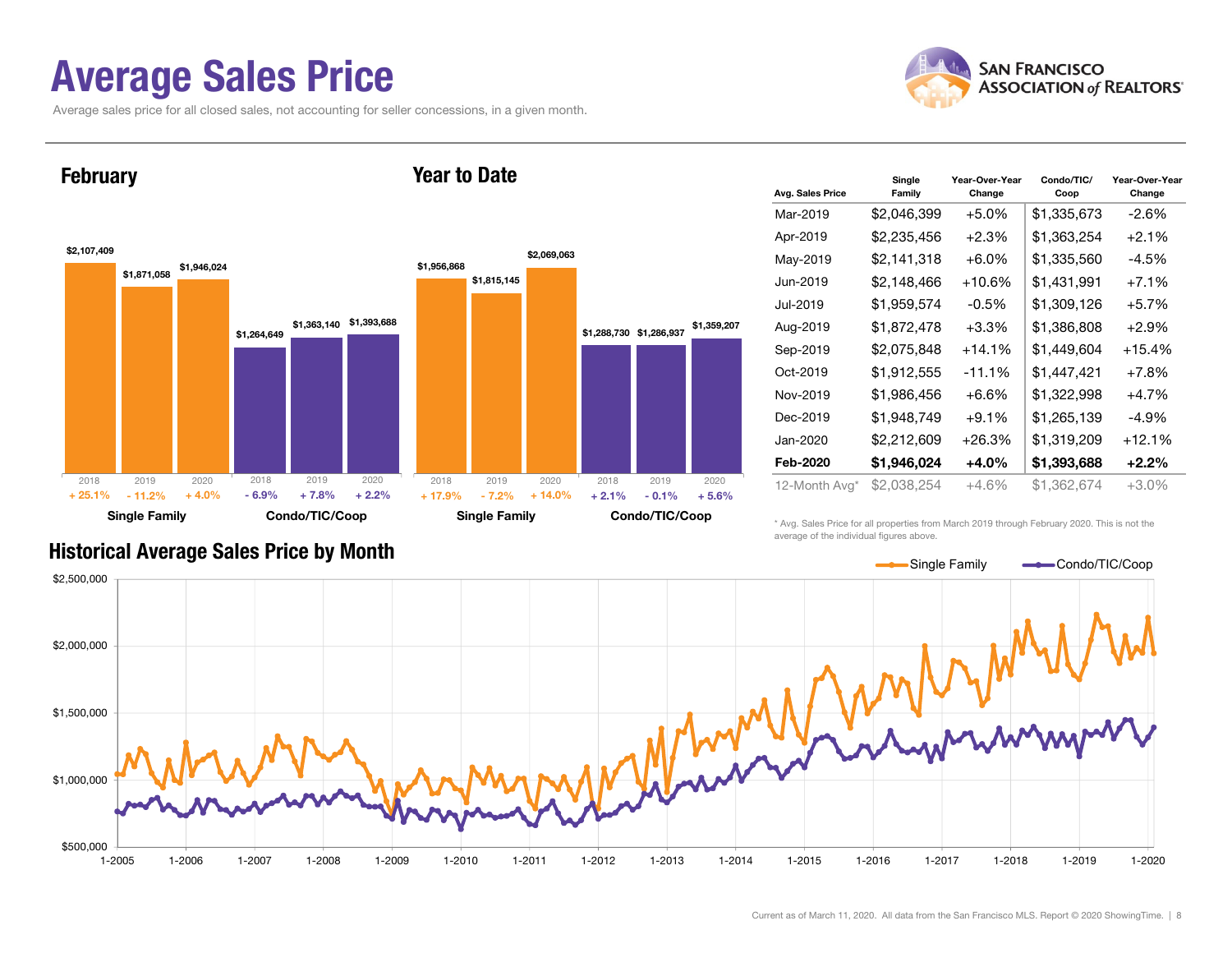# Average Sales Price

Average sales price for all closed sales, not accounting for seller concessions, in a given month.

SAN FRANCISCO ASSOCIATION of REALTORS®

## February

| | 2018 | 2019 | 2020 |
|---|---|---|---|
| Single Family | $2,107,409 | $1,871,058 | $1,946,024 |
| Change | + 25.1% | - 11.2% | + 4.0% |
| Condo/TIC/Coop | $1,264,649 | $1,363,140 | $1,393,688 |
| Change | - 6.9% | + 7.8% | + 2.2% |

## Year to Date

| | 2018 | 2019 | 2020 |
|---|---|---|---|
| Single Family | $1,956,868 | $1,815,145 | $2,069,063 |
| Change | + 17.9% | - 7.2% | + 14.0% |
| Condo/TIC/Coop | $1,288,730 | $1,286,937 | $1,359,207 |
| Change | + 2.1% | - 0.1% | + 5.6% |

| Avg. Sales Price | Single Family | Year-Over-Year Change | Condo/TIC/ Coop | Year-Over-Year Change |
|---|---|---|---|---|
| Mar-2019 | $2,046,399 | +5.0% | $1,335,673 | -2.6% |
| Apr-2019 | $2,235,456 | +2.3% | $1,363,254 | +2.1% |
| May-2019 | $2,141,318 | +6.0% | $1,335,560 | -4.5% |
| Jun-2019 | $2,148,466 | +10.6% | $1,431,991 | +7.1% |
| Jul-2019 | $1,959,574 | -0.5% | $1,309,126 | +5.7% |
| Aug-2019 | $1,872,478 | +3.3% | $1,386,808 | +2.9% |
| Sep-2019 | $2,075,848 | +14.1% | $1,449,604 | +15.4% |
| Oct-2019 | $1,912,555 | -11.1% | $1,447,421 | +7.8% |
| Nov-2019 | $1,986,456 | +6.6% | $1,322,998 | +4.7% |
| Dec-2019 | $1,948,749 | +9.1% | $1,265,139 | -4.9% |
| Jan-2020 | $2,212,609 | +26.3% | $1,319,209 | +12.1% |
| **Feb-2020** | **$1,946,024** | **+4.0%** | **$1,393,688** | **+2.2%** |
| 12-Month Avg* | $2,038,254 | +4.6% | $1,362,674 | +3.0% |

\* Avg. Sales Price for all properties from March 2019 through February 2020. This is not the average of the individual figures above.

## Historical Average Sales Price by Month

Single Family — Condo/TIC/Coop

Current as of March 11, 2020. All data from the San Francisco MLS. Report © 2020 ShowingTime.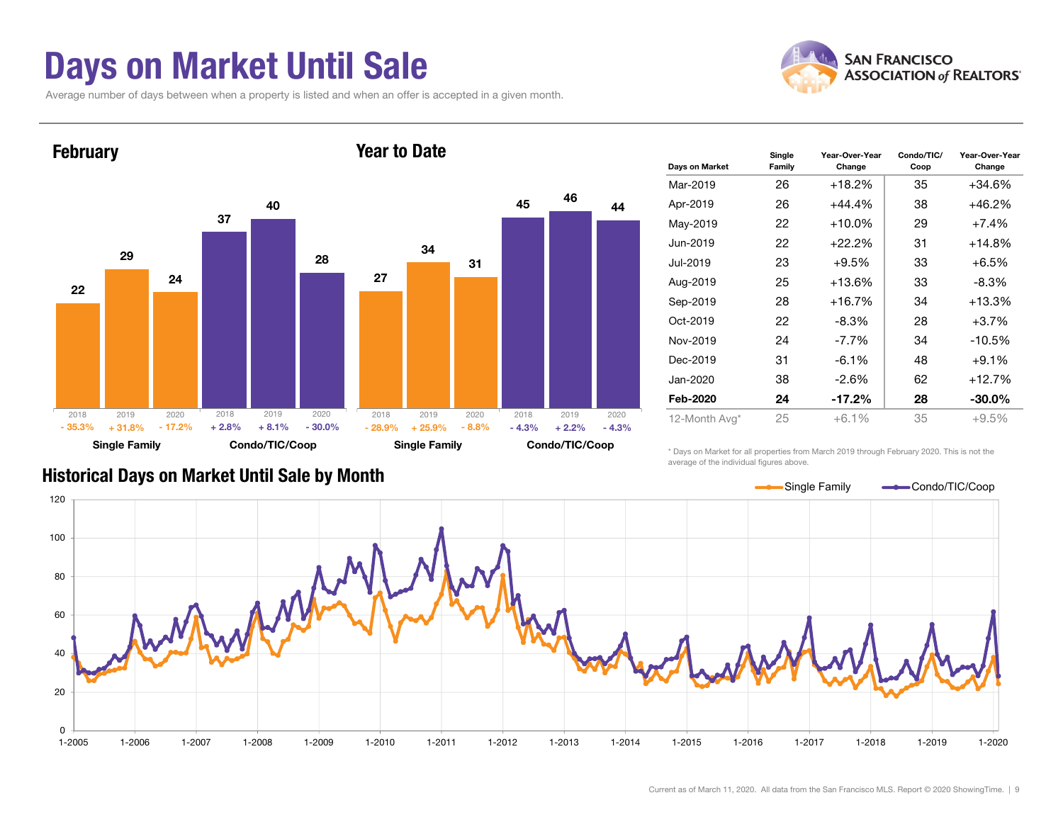# Days on Market Until Sale

Average number of days between when a property is listed and when an offer is accepted in a given month.

## February

| | 2018 | 2019 | 2020 |
|---|---|---|---|
| Single Family | 22 | 29 | 24 |
| Change | - 35.3% | + 31.8% | - 17.2% |
| Condo/TIC/Coop | 37 | 40 | 28 |
| Change | + 2.8% | + 8.1% | - 30.0% |

## Year to Date

| | 2018 | 2019 | 2020 |
|---|---|---|---|
| Single Family | 27 | 34 | 31 |
| Change | - 28.9% | + 25.9% | - 8.8% |
| Condo/TIC/Coop | 45 | 46 | 44 |
| Change | - 4.3% | + 2.2% | - 4.3% |

| Days on Market | Single Family | Year-Over-Year Change | Condo/TIC/Coop | Year-Over-Year Change |
|---|---|---|---|---|
| Mar-2019 | 26 | +18.2% | 35 | +34.6% |
| Apr-2019 | 26 | +44.4% | 38 | +46.2% |
| May-2019 | 22 | +10.0% | 29 | +7.4% |
| Jun-2019 | 22 | +22.2% | 31 | +14.8% |
| Jul-2019 | 23 | +9.5% | 33 | +6.5% |
| Aug-2019 | 25 | +13.6% | 33 | -8.3% |
| Sep-2019 | 28 | +16.7% | 34 | +13.3% |
| Oct-2019 | 22 | -8.3% | 28 | +3.7% |
| Nov-2019 | 24 | -7.7% | 34 | -10.5% |
| Dec-2019 | 31 | -6.1% | 48 | +9.1% |
| Jan-2020 | 38 | -2.6% | 62 | +12.7% |
| **Feb-2020** | **24** | **-17.2%** | **28** | **-30.0%** |
| 12-Month Avg* | 25 | +6.1% | 35 | +9.5% |

\* Days on Market for all properties from March 2019 through February 2020. This is not the average of the individual figures above.

## Historical Days on Market Until Sale by Month

Single Family — Condo/TIC/Coop

Current as of March 11, 2020. All data from the San Francisco MLS. Report © 2020 ShowingTime.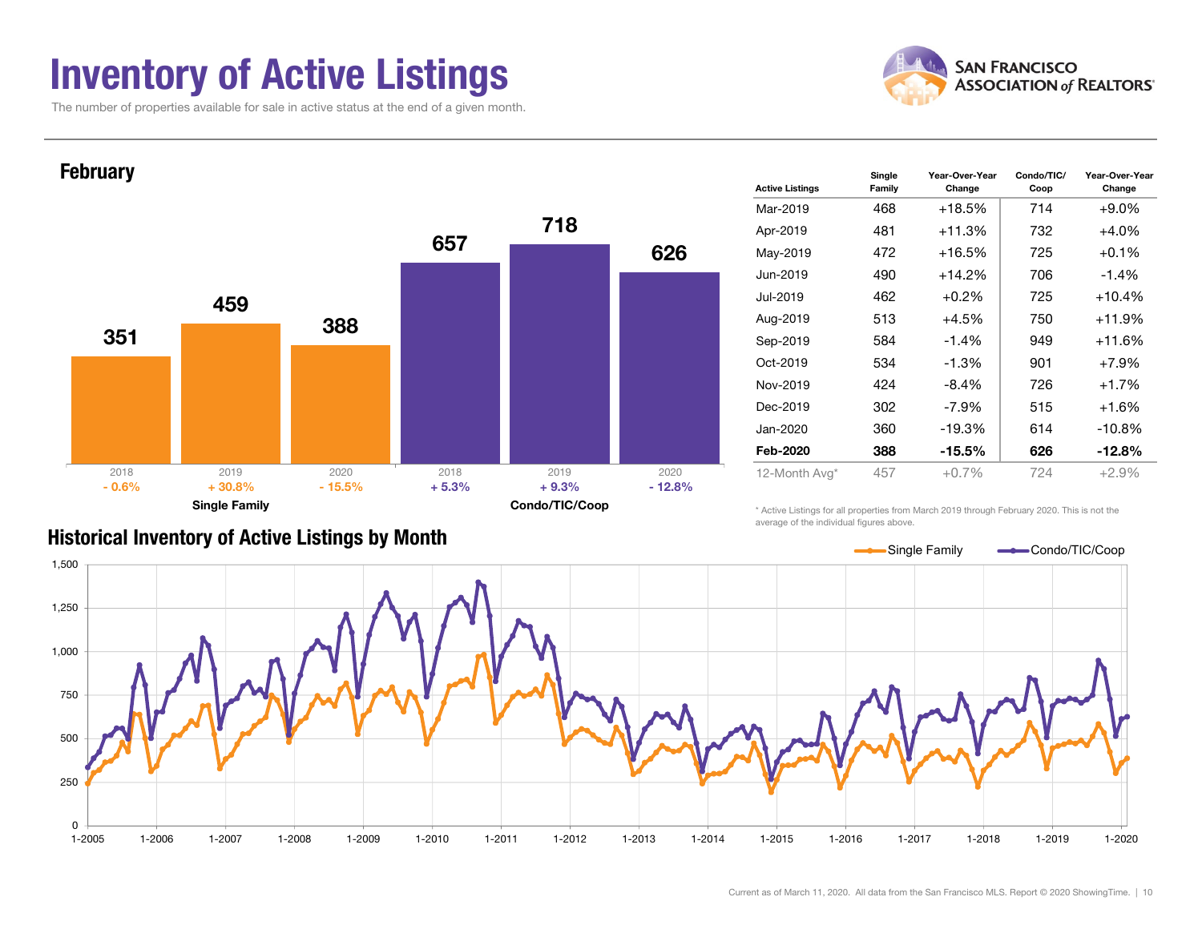# Inventory of Active Listings

The number of properties available for sale in active status at the end of a given month.

## February

| | 2018 | 2019 | 2020 |
|---|---|---|---|
| Single Family | 351 | 459 | 388 |
| | - 0.6% | + 30.8% | - 15.5% |
| Condo/TIC/Coop | 657 | 718 | 626 |
| | + 5.3% | + 9.3% | - 12.8% |

| Active Listings | Single Family | Year-Over-Year Change | Condo/TIC/Coop | Year-Over-Year Change |
|---|---|---|---|---|
| Mar-2019 | 468 | +18.5% | 714 | +9.0% |
| Apr-2019 | 481 | +11.3% | 732 | +4.0% |
| May-2019 | 472 | +16.5% | 725 | +0.1% |
| Jun-2019 | 490 | +14.2% | 706 | -1.4% |
| Jul-2019 | 462 | +0.2% | 725 | +10.4% |
| Aug-2019 | 513 | +4.5% | 750 | +11.9% |
| Sep-2019 | 584 | -1.4% | 949 | +11.6% |
| Oct-2019 | 534 | -1.3% | 901 | +7.9% |
| Nov-2019 | 424 | -8.4% | 726 | +1.7% |
| Dec-2019 | 302 | -7.9% | 515 | +1.6% |
| Jan-2020 | 360 | -19.3% | 614 | -10.8% |
| **Feb-2020** | **388** | **-15.5%** | **626** | **-12.8%** |
| 12-Month Avg* | 457 | +0.7% | 724 | +2.9% |

\* Active Listings for all properties from March 2019 through February 2020. This is not the average of the individual figures above.

## Historical Inventory of Active Listings by Month

Single Family — Condo/TIC/Coop

Current as of March 11, 2020. All data from the San Francisco MLS. Report © 2020 ShowingTime.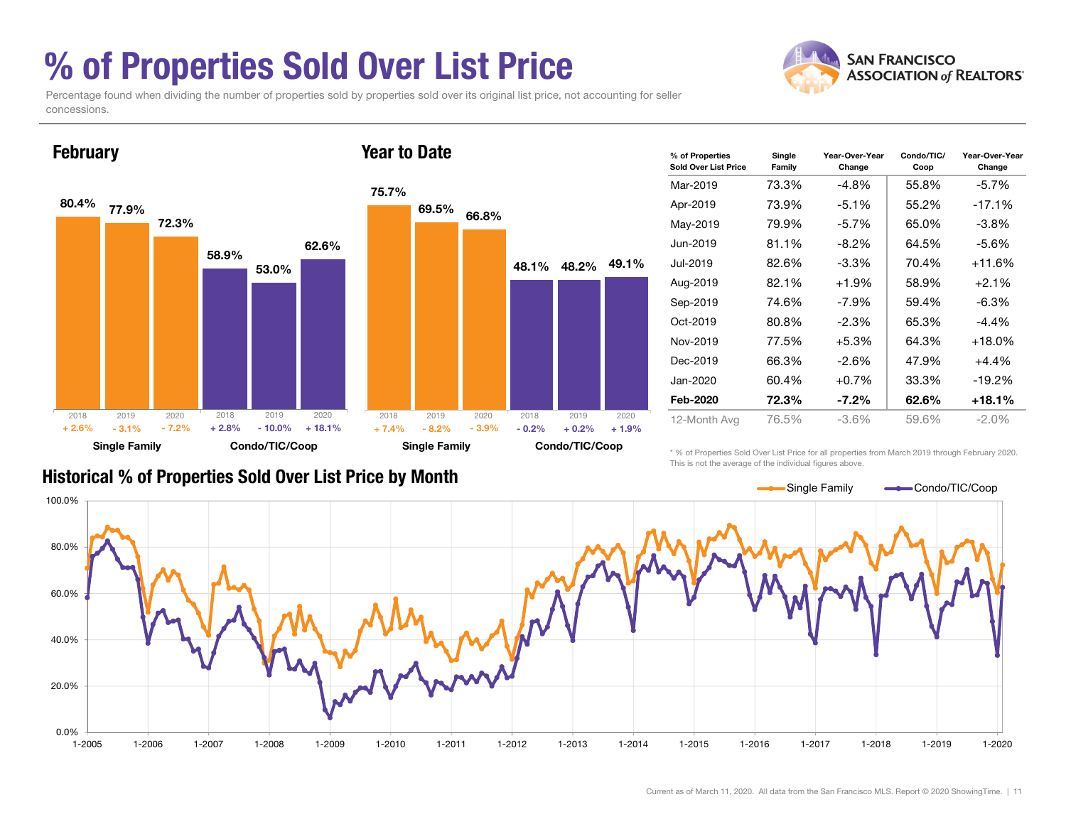# % of Properties Sold Over List Price

Percentage found when dividing the number of properties sold by properties sold over its original list price, not accounting for seller concessions.

## February

| | 2018 | 2019 | 2020 |
|---|---|---|---|
| Single Family | 80.4% | 77.9% | 72.3% |
| Change | + 2.6% | - 3.1% | - 7.2% |
| Condo/TIC/Coop | 58.9% | 53.0% | 62.6% |
| Change | + 2.8% | - 10.0% | + 18.1% |

## Year to Date

| | 2018 | 2019 | 2020 |
|---|---|---|---|
| Single Family | 75.7% | 69.5% | 66.8% |
| Change | + 7.4% | - 8.2% | - 3.9% |
| Condo/TIC/Coop | 48.1% | 48.2% | 49.1% |
| Change | - 0.2% | + 0.2% | + 1.9% |

| % of Properties Sold Over List Price | Single Family | Year-Over-Year Change | Condo/TIC/ Coop | Year-Over-Year Change |
|---|---|---|---|---|
| Mar-2019 | 73.3% | -4.8% | 55.8% | -5.7% |
| Apr-2019 | 73.9% | -5.1% | 55.2% | -17.1% |
| May-2019 | 79.9% | -5.7% | 65.0% | -3.8% |
| Jun-2019 | 81.1% | -8.2% | 64.5% | -5.6% |
| Jul-2019 | 82.6% | -3.3% | 70.4% | +11.6% |
| Aug-2019 | 82.1% | +1.9% | 58.9% | +2.1% |
| Sep-2019 | 74.6% | -7.9% | 59.4% | -6.3% |
| Oct-2019 | 80.8% | -2.3% | 65.3% | -4.4% |
| Nov-2019 | 77.5% | +5.3% | 64.3% | +18.0% |
| Dec-2019 | 66.3% | -2.6% | 47.9% | +4.4% |
| Jan-2020 | 60.4% | +0.7% | 33.3% | -19.2% |
| **Feb-2020** | **72.3%** | **-7.2%** | **62.6%** | **+18.1%** |
| 12-Month Avg | 76.5% | -3.6% | 59.6% | -2.0% |

\* % of Properties Sold Over List Price for all properties from March 2019 through February 2020. This is not the average of the individual figures above.

## Historical % of Properties Sold Over List Price by Month

Single Family — Condo/TIC/Coop

Current as of March 11, 2020. All data from the San Francisco MLS. Report © 2020 ShowingTime.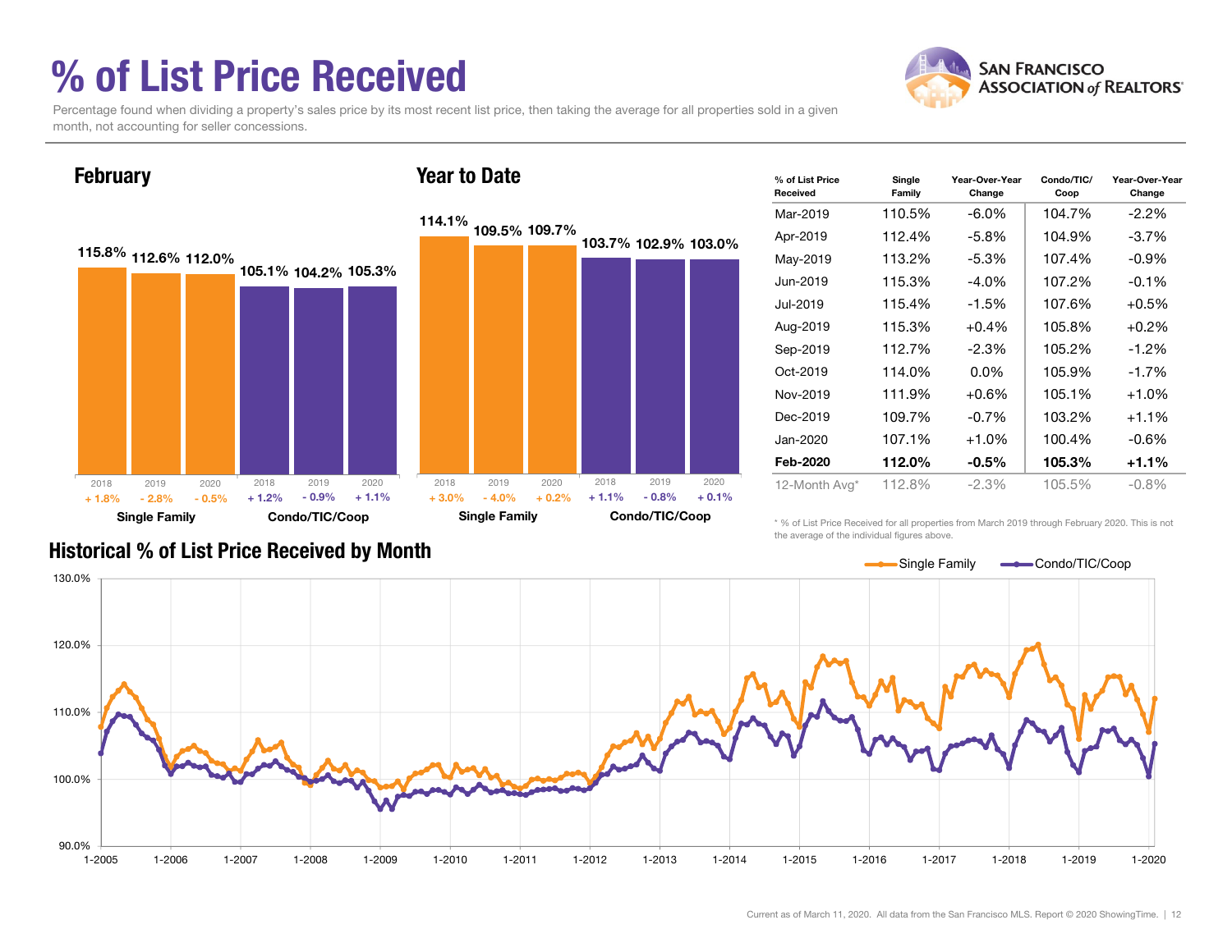# % of List Price Received

Percentage found when dividing a property's sales price by its most recent list price, then taking the average for all properties sold in a given month, not accounting for seller concessions.

## February

| | 2018 | 2019 | 2020 |
|---|---|---|---|
| Single Family | 115.8% (+ 1.8%) | 112.6% (- 2.8%) | 112.0% (- 0.5%) |
| Condo/TIC/Coop | 105.1% (+ 1.2%) | 104.2% (- 0.9%) | 105.3% (+ 1.1%) |

## Year to Date

| | 2018 | 2019 | 2020 |
|---|---|---|---|
| Single Family | 114.1% (+ 3.0%) | 109.5% (- 4.0%) | 109.7% (+ 0.2%) |
| Condo/TIC/Coop | 103.7% (+ 1.1%) | 102.9% (- 0.8%) | 103.0% (+ 0.1%) |

| % of List Price Received | Single Family | Year-Over-Year Change | Condo/TIC/Coop | Year-Over-Year Change |
|---|---|---|---|---|
| Mar-2019 | 110.5% | -6.0% | 104.7% | -2.2% |
| Apr-2019 | 112.4% | -5.8% | 104.9% | -3.7% |
| May-2019 | 113.2% | -5.3% | 107.4% | -0.9% |
| Jun-2019 | 115.3% | -4.0% | 107.2% | -0.1% |
| Jul-2019 | 115.4% | -1.5% | 107.6% | +0.5% |
| Aug-2019 | 115.3% | +0.4% | 105.8% | +0.2% |
| Sep-2019 | 112.7% | -2.3% | 105.2% | -1.2% |
| Oct-2019 | 114.0% | 0.0% | 105.9% | -1.7% |
| Nov-2019 | 111.9% | +0.6% | 105.1% | +1.0% |
| Dec-2019 | 109.7% | -0.7% | 103.2% | +1.1% |
| Jan-2020 | 107.1% | +1.0% | 100.4% | -0.6% |
| **Feb-2020** | **112.0%** | **-0.5%** | **105.3%** | **+1.1%** |
| 12-Month Avg* | 112.8% | -2.3% | 105.5% | -0.8% |

\* % of List Price Received for all properties from March 2019 through February 2020. This is not the average of the individual figures above.

## Historical % of List Price Received by Month

Single Family / Condo/TIC/Coop

Current as of March 11, 2020. All data from the San Francisco MLS. Report © 2020 ShowingTime.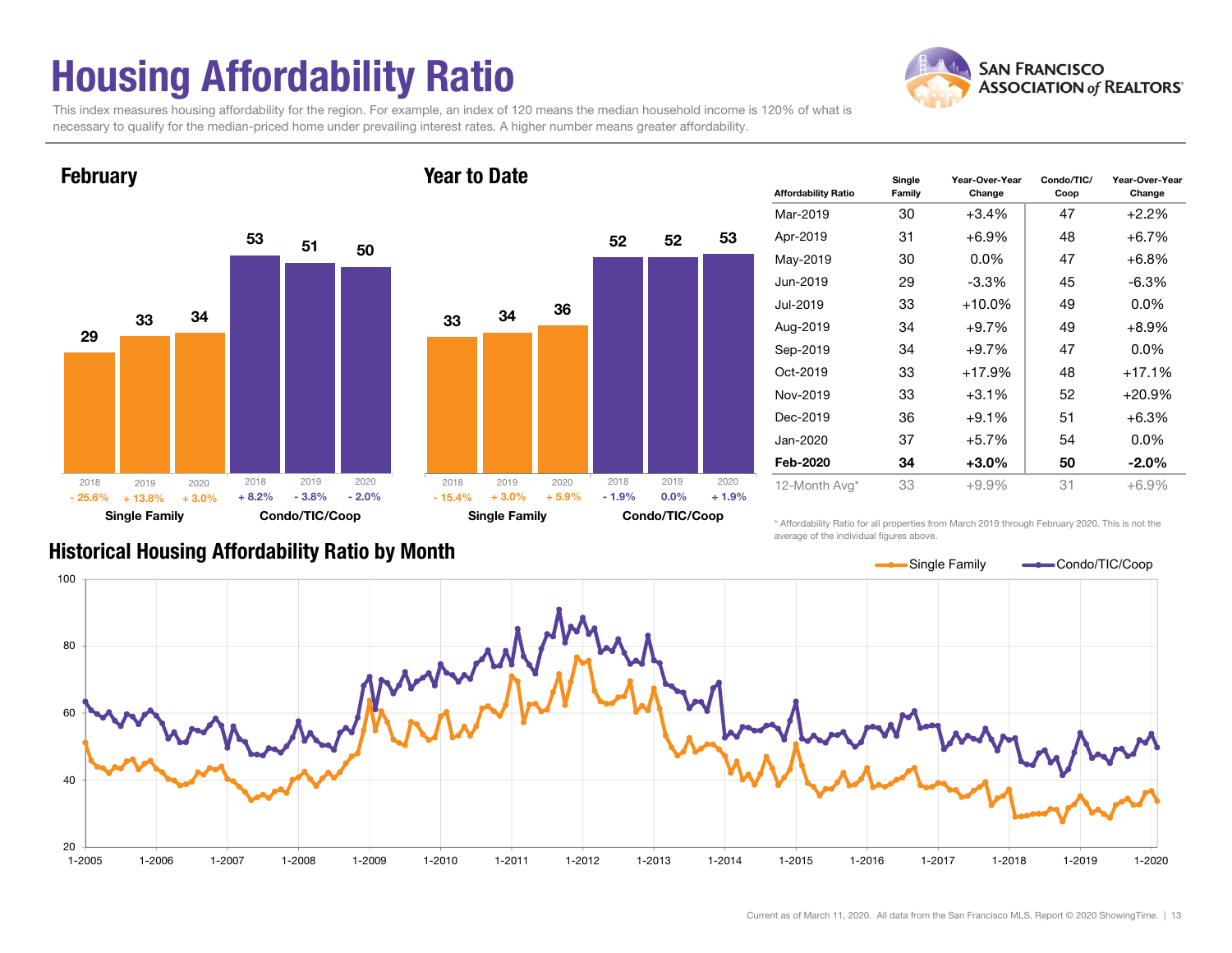# Housing Affordability Ratio

This index measures housing affordability for the region. For example, an index of 120 means the median household income is 120% of what is necessary to qualify for the median-priced home under prevailing interest rates. A higher number means greater affordability.

## February

| | 2018 | 2019 | 2020 |
|---|---|---|---|
| Single Family | 29 | 33 | 34 |
| Change | - 25.6% | + 13.8% | + 3.0% |
| Condo/TIC/Coop | 53 | 51 | 50 |
| Change | + 8.2% | - 3.8% | - 2.0% |

## Year to Date

| | 2018 | 2019 | 2020 |
|---|---|---|---|
| Single Family | 33 | 34 | 36 |
| Change | - 15.4% | + 3.0% | + 5.9% |
| Condo/TIC/Coop | 52 | 52 | 53 |
| Change | - 1.9% | 0.0% | + 1.9% |

| Affordability Ratio | Single Family | Year-Over-Year Change | Condo/TIC/ Coop | Year-Over-Year Change |
|---|---|---|---|---|
| Mar-2019 | 30 | +3.4% | 47 | +2.2% |
| Apr-2019 | 31 | +6.9% | 48 | +6.7% |
| May-2019 | 30 | 0.0% | 47 | +6.8% |
| Jun-2019 | 29 | -3.3% | 45 | -6.3% |
| Jul-2019 | 33 | +10.0% | 49 | 0.0% |
| Aug-2019 | 34 | +9.7% | 49 | +8.9% |
| Sep-2019 | 34 | +9.7% | 47 | 0.0% |
| Oct-2019 | 33 | +17.9% | 48 | +17.1% |
| Nov-2019 | 33 | +3.1% | 52 | +20.9% |
| Dec-2019 | 36 | +9.1% | 51 | +6.3% |
| Jan-2020 | 37 | +5.7% | 54 | 0.0% |
| **Feb-2020** | **34** | **+3.0%** | **50** | **-2.0%** |
| 12-Month Avg* | 33 | +9.9% | 31 | +6.9% |

\* Affordability Ratio for all properties from March 2019 through February 2020. This is not the average of the individual figures above.

## Historical Housing Affordability Ratio by Month

Single Family / Condo/TIC/Coop

Current as of March 11, 2020. All data from the San Francisco MLS. Report © 2020 ShowingTime.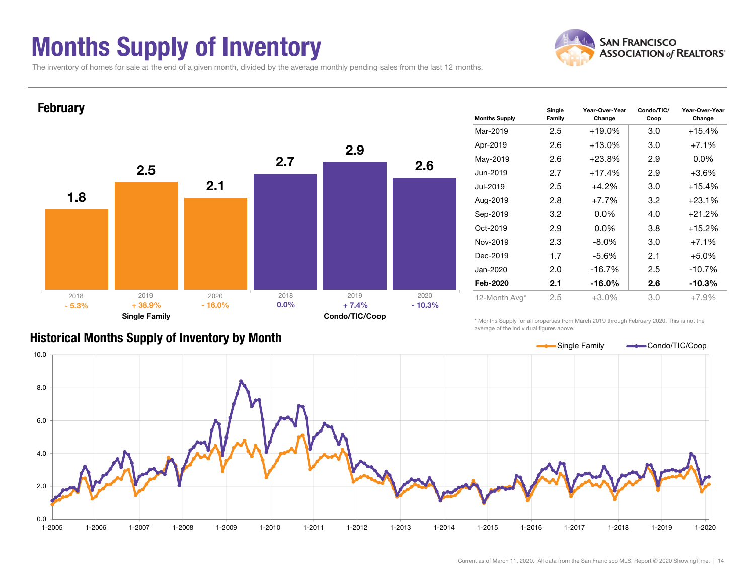# Months Supply of Inventory

The inventory of homes for sale at the end of a given month, divided by the average monthly pending sales from the last 12 months.

## February

| | 2018 | 2019 | 2020 |
|---|---|---|---|
| Single Family | 1.8 | 2.5 | 2.1 |
| Change | - 5.3% | + 38.9% | - 16.0% |
| Condo/TIC/Coop | 2.7 | 2.9 | 2.6 |
| Change | 0.0% | + 7.4% | - 10.3% |

| Months Supply | Single Family | Year-Over-Year Change | Condo/TIC/ Coop | Year-Over-Year Change |
|---|---|---|---|---|
| Mar-2019 | 2.5 | +19.0% | 3.0 | +15.4% |
| Apr-2019 | 2.6 | +13.0% | 3.0 | +7.1% |
| May-2019 | 2.6 | +23.8% | 2.9 | 0.0% |
| Jun-2019 | 2.7 | +17.4% | 2.9 | +3.6% |
| Jul-2019 | 2.5 | +4.2% | 3.0 | +15.4% |
| Aug-2019 | 2.8 | +7.7% | 3.2 | +23.1% |
| Sep-2019 | 3.2 | 0.0% | 4.0 | +21.2% |
| Oct-2019 | 2.9 | 0.0% | 3.8 | +15.2% |
| Nov-2019 | 2.3 | -8.0% | 3.0 | +7.1% |
| Dec-2019 | 1.7 | -5.6% | 2.1 | +5.0% |
| Jan-2020 | 2.0 | -16.7% | 2.5 | -10.7% |
| **Feb-2020** | **2.1** | **-16.0%** | **2.6** | **-10.3%** |
| 12-Month Avg* | 2.5 | +3.0% | 3.0 | +7.9% |

\* Months Supply for all properties from March 2019 through February 2020. This is not the average of the individual figures above.

## Historical Months Supply of Inventory by Month

Current as of March 11, 2020. All data from the San Francisco MLS. Report © 2020 ShowingTime.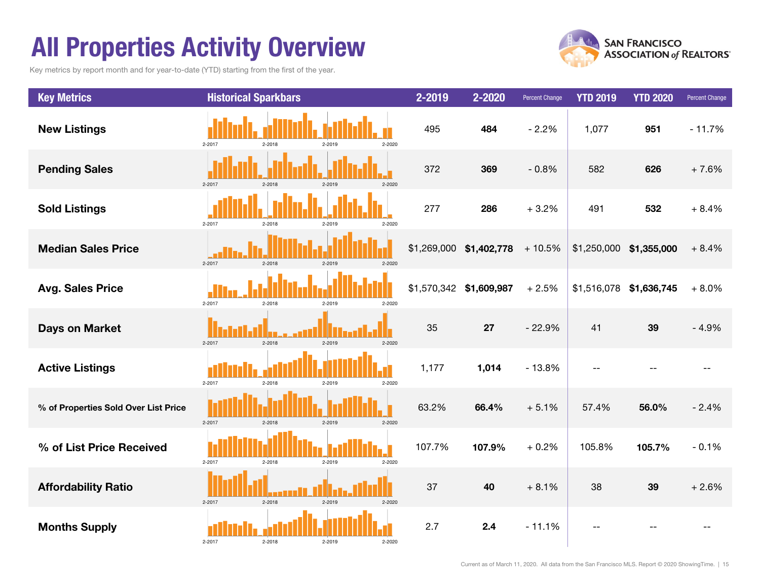# All Properties Activity Overview

Key metrics by report month and for year-to-date (YTD) starting from the first of the year.

SAN FRANCISCO ASSOCIATION of REALTORS®

| Key Metrics | Historical Sparkbars | 2-2019 | 2-2020 | Percent Change | YTD 2019 | YTD 2020 | Percent Change |
|---|---|---|---|---|---|---|---|
| New Listings | 2-2017 2-2018 2-2019 2-2020 | 495 | **484** | - 2.2% | 1,077 | **951** | - 11.7% |
| Pending Sales | 2-2017 2-2018 2-2019 2-2020 | 372 | **369** | - 0.8% | 582 | **626** | + 7.6% |
| Sold Listings | 2-2017 2-2018 2-2019 2-2020 | 277 | **286** | + 3.2% | 491 | **532** | + 8.4% |
| Median Sales Price | 2-2017 2-2018 2-2019 2-2020 | $1,269,000 | **$1,402,778** | + 10.5% | $1,250,000 | **$1,355,000** | + 8.4% |
| Avg. Sales Price | 2-2017 2-2018 2-2019 2-2020 | $1,570,342 | **$1,609,987** | + 2.5% | $1,516,078 | **$1,636,745** | + 8.0% |
| Days on Market | 2-2017 2-2018 2-2019 2-2020 | 35 | **27** | - 22.9% | 41 | **39** | - 4.9% |
| Active Listings | 2-2017 2-2018 2-2019 2-2020 | 1,177 | **1,014** | - 13.8% | -- | -- | -- |
| % of Properties Sold Over List Price | 2-2017 2-2018 2-2019 2-2020 | 63.2% | **66.4%** | + 5.1% | 57.4% | **56.0%** | - 2.4% |
| % of List Price Received | 2-2017 2-2018 2-2019 2-2020 | 107.7% | **107.9%** | + 0.2% | 105.8% | **105.7%** | - 0.1% |
| Affordability Ratio | 2-2017 2-2018 2-2019 2-2020 | 37 | **40** | + 8.1% | 38 | **39** | + 2.6% |
| Months Supply | 2-2017 2-2018 2-2019 2-2020 | 2.7 | **2.4** | - 11.1% | -- | -- | -- |

Current as of March 11, 2020. All data from the San Francisco MLS. Report © 2020 ShowingTime.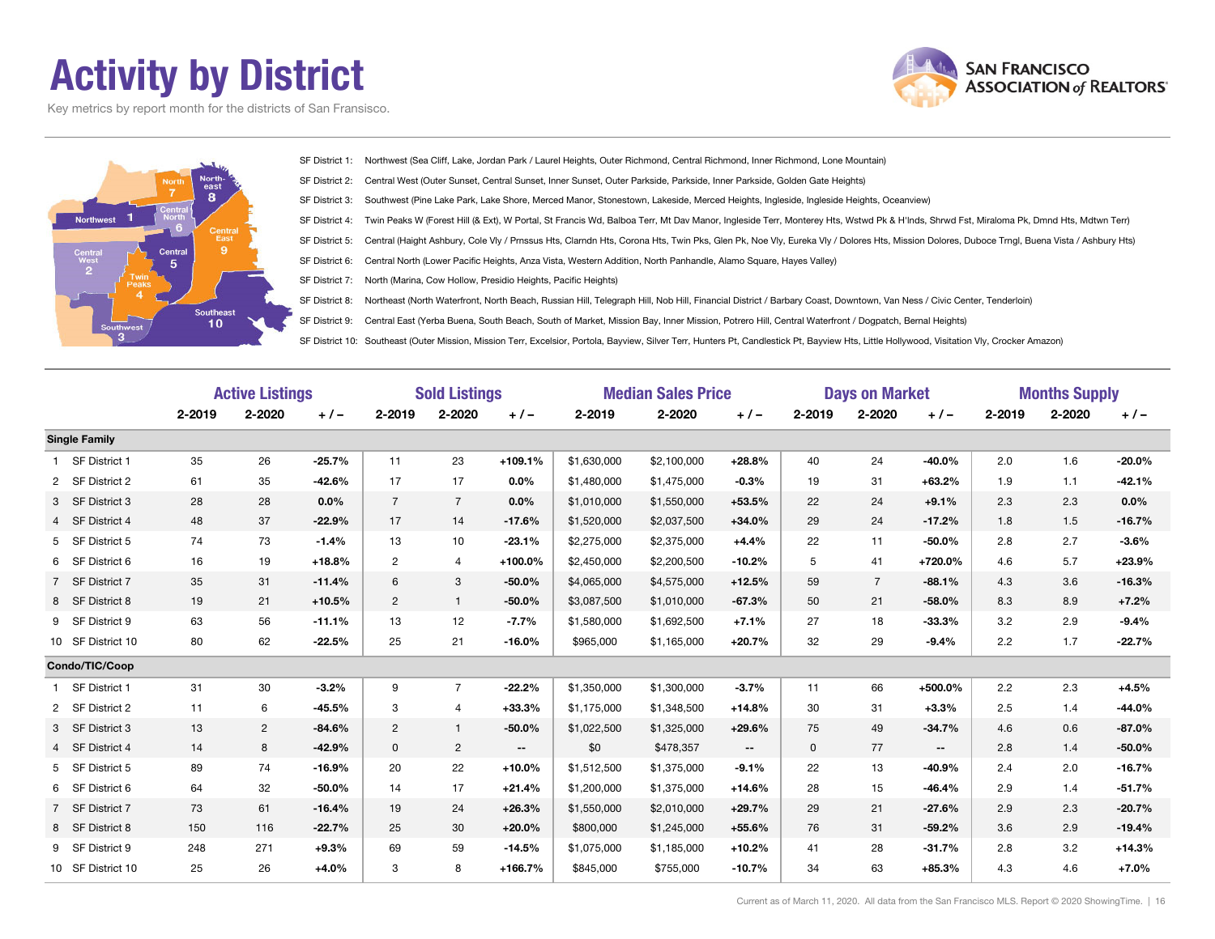# Activity by District

Key metrics by report month for the districts of San Fransisco.

SAN FRANCISCO ASSOCIATION of REALTORS®

SF District 1: Northwest (Sea Cliff, Lake, Jordan Park / Laurel Heights, Outer Richmond, Central Richmond, Inner Richmond, Lone Mountain)

SF District 2: Central West (Outer Sunset, Central Sunset, Inner Sunset, Outer Parkside, Parkside, Inner Parkside, Golden Gate Heights)

SF District 3: Southwest (Pine Lake Park, Lake Shore, Merced Manor, Stonestown, Lakeside, Merced Heights, Ingleside, Ingleside Heights, Oceanview)

SF District 4: Twin Peaks W (Forest Hill (& Ext), W Portal, St Francis Wd, Balboa Terr, Mt Dav Manor, Ingleside Terr, Monterey Hts, Wstwd Pk & H'lnds, Shrwd Fst, Miraloma Pk, Dmnd Hts, Mdtwn Terr)

SF District 5: Central (Haight Ashbury, Cole Vly / Prnssus Hts, Clarndn Hts, Corona Hts, Twin Pks, Glen Pk, Noe Vly, Eureka Vly / Dolores Hts, Mission Dolores, Duboce Trngl, Buena Vista / Ashbury Hts)

SF District 6: Central North (Lower Pacific Heights, Anza Vista, Western Addition, North Panhandle, Alamo Square, Hayes Valley)

SF District 7: North (Marina, Cow Hollow, Presidio Heights, Pacific Heights)

SF District 8: Northeast (North Waterfront, North Beach, Russian Hill, Telegraph Hill, Nob Hill, Financial District / Barbary Coast, Downtown, Van Ness / Civic Center, Tenderloin)

SF District 9: Central East (Yerba Buena, South Beach, South of Market, Mission Bay, Inner Mission, Potrero Hill, Central Waterfront / Dogpatch, Bernal Heights)

SF District 10: Southeast (Outer Mission, Mission Terr, Excelsior, Portola, Bayview, Silver Terr, Hunters Pt, Candlestick Pt, Bayview Hts, Little Hollywood, Visitation Vly, Crocker Amazon)

| | | Active Listings | | | Sold Listings | | | Median Sales Price | | | Days on Market | | | Months Supply | | |
|---|---|---|---|---|---|---|---|---|---|---|---|---|---|---|---|---|
| | | 2-2019 | 2-2020 | + / – | 2-2019 | 2-2020 | + / – | 2-2019 | 2-2020 | + / – | 2-2019 | 2-2020 | + / – | 2-2019 | 2-2020 | + / – |
| **Single Family** | | | | | | | | | | | | | | | | |
| 1 | SF District 1 | 35 | 26 | **-25.7%** | 11 | 23 | **+109.1%** | $1,630,000 | $2,100,000 | **+28.8%** | 40 | 24 | **-40.0%** | 2.0 | 1.6 | **-20.0%** |
| 2 | SF District 2 | 61 | 35 | **-42.6%** | 17 | 17 | **0.0%** | $1,480,000 | $1,475,000 | **-0.3%** | 19 | 31 | **+63.2%** | 1.9 | 1.1 | **-42.1%** |
| 3 | SF District 3 | 28 | 28 | **0.0%** | 7 | 7 | **0.0%** | $1,010,000 | $1,550,000 | **+53.5%** | 22 | 24 | **+9.1%** | 2.3 | 2.3 | **0.0%** |
| 4 | SF District 4 | 48 | 37 | **-22.9%** | 17 | 14 | **-17.6%** | $1,520,000 | $2,037,500 | **+34.0%** | 29 | 24 | **-17.2%** | 1.8 | 1.5 | **-16.7%** |
| 5 | SF District 5 | 74 | 73 | **-1.4%** | 13 | 10 | **-23.1%** | $2,275,000 | $2,375,000 | **+4.4%** | 22 | 11 | **-50.0%** | 2.8 | 2.7 | **-3.6%** |
| 6 | SF District 6 | 16 | 19 | **+18.8%** | 2 | 4 | **+100.0%** | $2,450,000 | $2,200,500 | **-10.2%** | 5 | 41 | **+720.0%** | 4.6 | 5.7 | **+23.9%** |
| 7 | SF District 7 | 35 | 31 | **-11.4%** | 6 | 3 | **-50.0%** | $4,065,000 | $4,575,000 | **+12.5%** | 59 | 7 | **-88.1%** | 4.3 | 3.6 | **-16.3%** |
| 8 | SF District 8 | 19 | 21 | **+10.5%** | 2 | 1 | **-50.0%** | $3,087,500 | $1,010,000 | **-67.3%** | 50 | 21 | **-58.0%** | 8.3 | 8.9 | **+7.2%** |
| 9 | SF District 9 | 63 | 56 | **-11.1%** | 13 | 12 | **-7.7%** | $1,580,000 | $1,692,500 | **+7.1%** | 27 | 18 | **-33.3%** | 3.2 | 2.9 | **-9.4%** |
| 10 | SF District 10 | 80 | 62 | **-22.5%** | 25 | 21 | **-16.0%** | $965,000 | $1,165,000 | **+20.7%** | 32 | 29 | **-9.4%** | 2.2 | 1.7 | **-22.7%** |
| **Condo/TIC/Coop** | | | | | | | | | | | | | | | | |
| 1 | SF District 1 | 31 | 30 | **-3.2%** | 9 | 7 | **-22.2%** | $1,350,000 | $1,300,000 | **-3.7%** | 11 | 66 | **+500.0%** | 2.2 | 2.3 | **+4.5%** |
| 2 | SF District 2 | 11 | 6 | **-45.5%** | 3 | 4 | **+33.3%** | $1,175,000 | $1,348,500 | **+14.8%** | 30 | 31 | **+3.3%** | 2.5 | 1.4 | **-44.0%** |
| 3 | SF District 3 | 13 | 2 | **-84.6%** | 2 | 1 | **-50.0%** | $1,022,500 | $1,325,000 | **+29.6%** | 75 | 49 | **-34.7%** | 4.6 | 0.6 | **-87.0%** |
| 4 | SF District 4 | 14 | 8 | **-42.9%** | 0 | 2 | **--** | $0 | $478,357 | **--** | 0 | 77 | **--** | 2.8 | 1.4 | **-50.0%** |
| 5 | SF District 5 | 89 | 74 | **-16.9%** | 20 | 22 | **+10.0%** | $1,512,500 | $1,375,000 | **-9.1%** | 22 | 13 | **-40.9%** | 2.4 | 2.0 | **-16.7%** |
| 6 | SF District 6 | 64 | 32 | **-50.0%** | 14 | 17 | **+21.4%** | $1,200,000 | $1,375,000 | **+14.6%** | 28 | 15 | **-46.4%** | 2.9 | 1.4 | **-51.7%** |
| 7 | SF District 7 | 73 | 61 | **-16.4%** | 19 | 24 | **+26.3%** | $1,550,000 | $2,010,000 | **+29.7%** | 29 | 21 | **-27.6%** | 2.9 | 2.3 | **-20.7%** |
| 8 | SF District 8 | 150 | 116 | **-22.7%** | 25 | 30 | **+20.0%** | $800,000 | $1,245,000 | **+55.6%** | 76 | 31 | **-59.2%** | 3.6 | 2.9 | **-19.4%** |
| 9 | SF District 9 | 248 | 271 | **+9.3%** | 69 | 59 | **-14.5%** | $1,075,000 | $1,185,000 | **+10.2%** | 41 | 28 | **-31.7%** | 2.8 | 3.2 | **+14.3%** |
| 10 | SF District 10 | 25 | 26 | **+4.0%** | 3 | 8 | **+166.7%** | $845,000 | $755,000 | **-10.7%** | 34 | 63 | **+85.3%** | 4.3 | 4.6 | **+7.0%** |

Current as of March 11, 2020. All data from the San Francisco MLS. Report © 2020 ShowingTime.